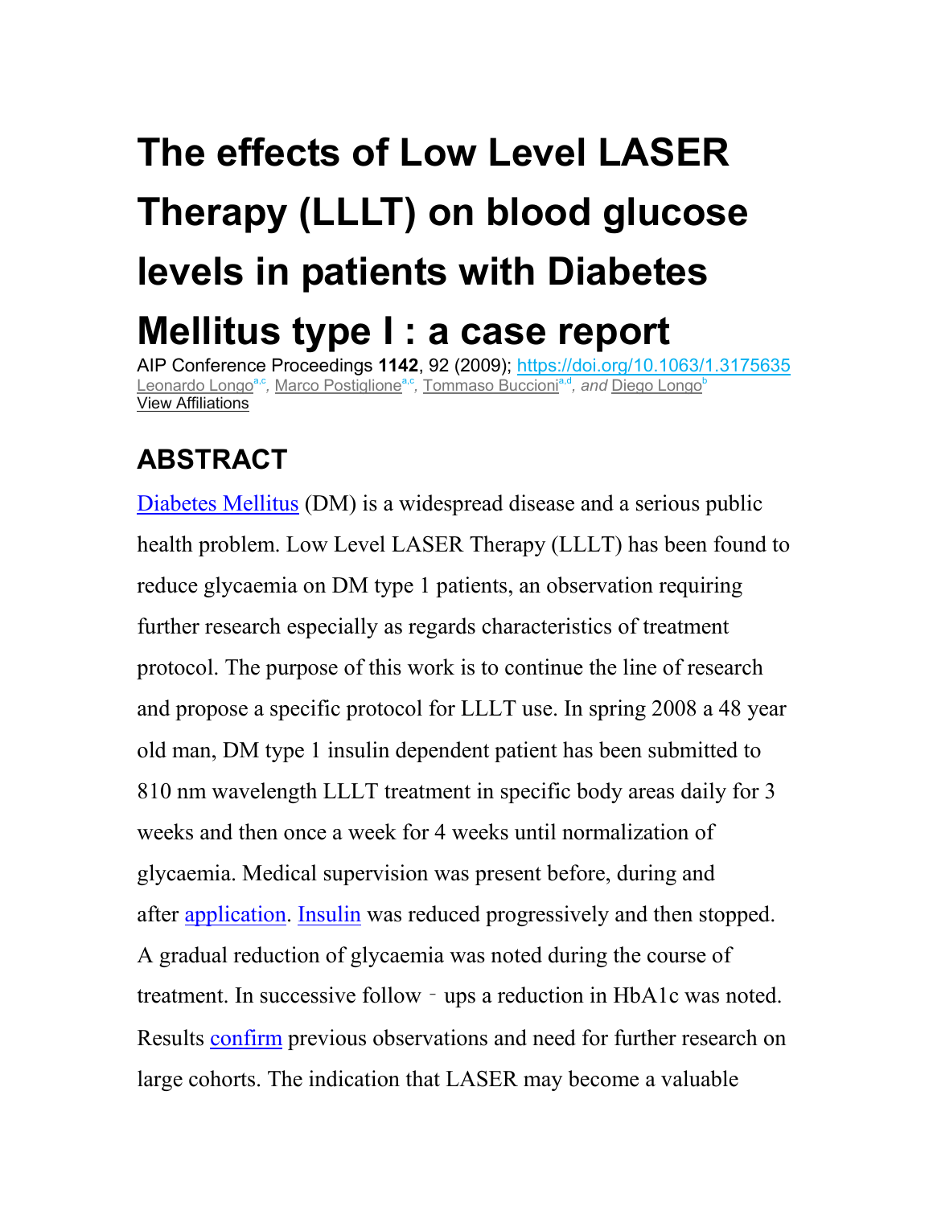# The effects of Low Level LASER Therapy (LLLT) on blood glucose levels in patients with Diabetes Mellitus type I : a case report

AIP Conference Proceedings **1142**, 92 (2009); https://doi.org/10.1063/1.3175635

Leonardo Longo[a,c], Marco Postiglione[a,c], Tommaso Buccioni[a,d], and Diego Longo[b]

View Affiliations

## ABSTRACT

Diabetes Mellitus (DM) is a widespread disease and a serious public health problem. Low Level LASER Therapy (LLLT) has been found to reduce glycaemia on DM type 1 patients, an observation requiring further research especially as regards characteristics of treatment protocol. The purpose of this work is to continue the line of research and propose a specific protocol for LLLT use. In spring 2008 a 48 year old man, DM type 1 insulin dependent patient has been submitted to 810 nm wavelength LLLT treatment in specific body areas daily for 3 weeks and then once a week for 4 weeks until normalization of glycaemia. Medical supervision was present before, during and after application. Insulin was reduced progressively and then stopped. A gradual reduction of glycaemia was noted during the course of treatment. In successive follow‐ups a reduction in HbA1c was noted. Results confirm previous observations and need for further research on large cohorts. The indication that LASER may become a valuable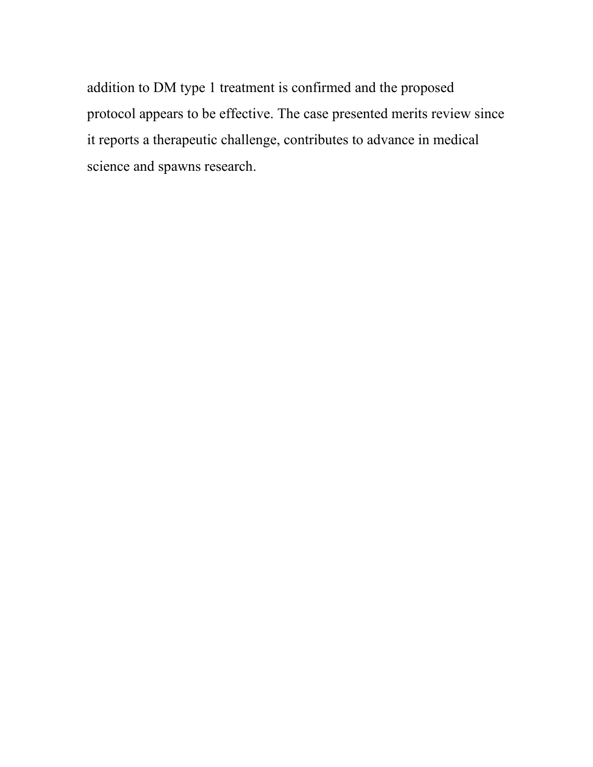addition to DM type 1 treatment is confirmed and the proposed protocol appears to be effective. The case presented merits review since it reports a therapeutic challenge, contributes to advance in medical science and spawns research.